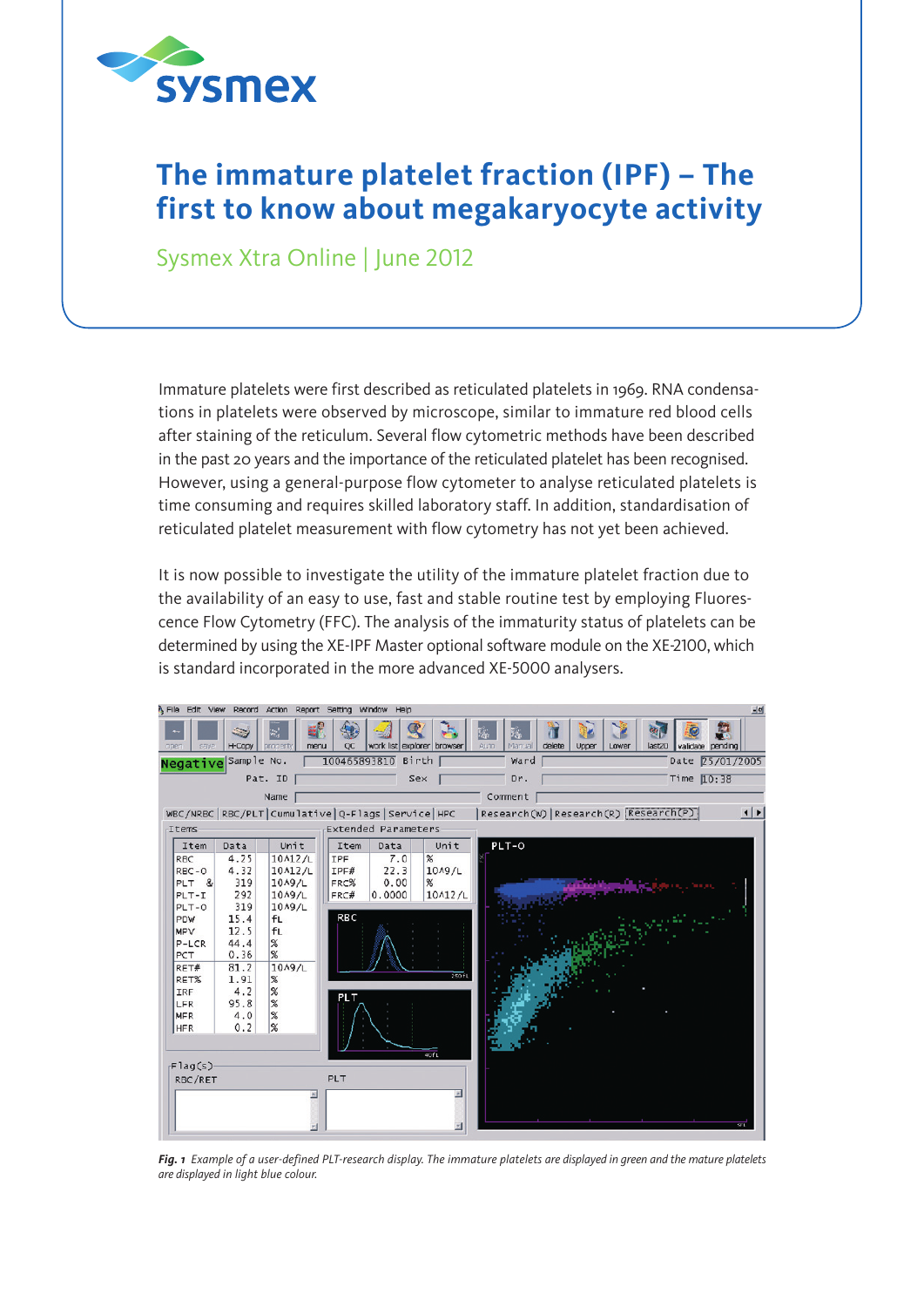# The immature platelet fraction (IPF) – The first to know about megakaryocyte activity

Sysmex Xtra Online | June 2012

Immature platelets were first described as reticulated platelets in 1969. RNA condensations in platelets were observed by microscope, similar to immature red blood cells after staining of the reticulum. Several flow cytometric methods have been described in the past 20 years and the importance of the reticulated platelet has been recognised. However, using a general-purpose flow cytometer to analyse reticulated platelets is time consuming and requires skilled laboratory staff. In addition, standardisation of reticulated platelet measurement with flow cytometry has not yet been achieved.

It is now possible to investigate the utility of the immature platelet fraction due to the availability of an easy to use, fast and stable routine test by employing Fluorescence Flow Cytometry (FFC). The analysis of the immaturity status of platelets can be determined by using the XE-IPF Master optional software module on the XE-2100, which is standard incorporated in the more advanced XE-5000 analysers.

*Fig. 1 Example of a user-defined PLT-research display. The immature platelets are displayed in green and the mature platelets are displayed in light blue colour.*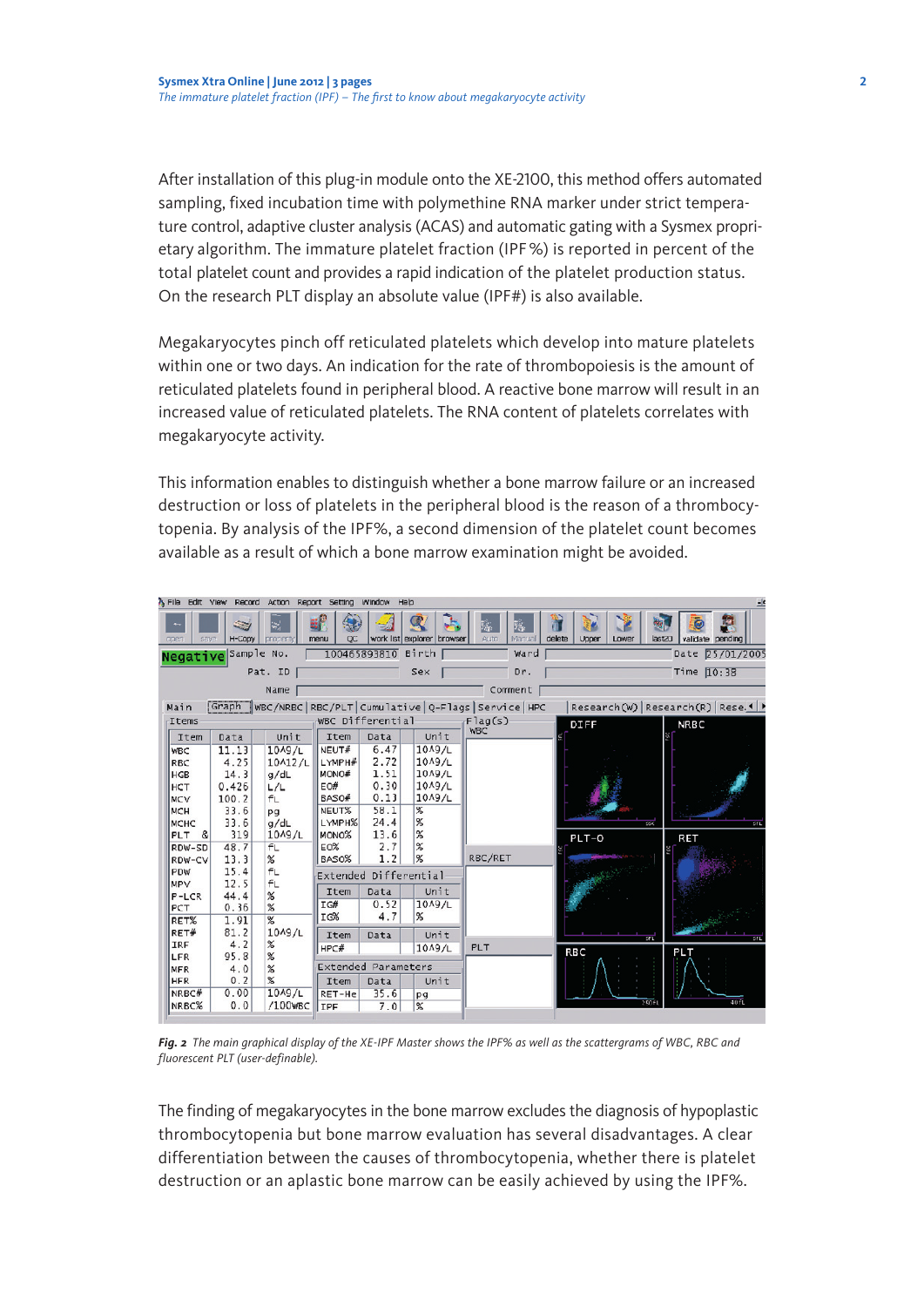After installation of this plug-in module onto the XE-2100, this method offers automated sampling, fixed incubation time with polymethine RNA marker under strict temperature control, adaptive cluster analysis (ACAS) and automatic gating with a Sysmex proprietary algorithm. The immature platelet fraction (IPF %) is reported in percent of the total platelet count and provides a rapid indication of the platelet production status. On the research PLT display an absolute value (IPF#) is also available.

Megakaryocytes pinch off reticulated platelets which develop into mature platelets within one or two days. An indication for the rate of thrombopoiesis is the amount of reticulated platelets found in peripheral blood. A reactive bone marrow will result in an increased value of reticulated platelets. The RNA content of platelets correlates with megakaryocyte activity.

This information enables to distinguish whether a bone marrow failure or an increased destruction or loss of platelets in the peripheral blood is the reason of a thrombocytopenia. By analysis of the IPF%, a second dimension of the platelet count becomes available as a result of which a bone marrow examination might be avoided.

*Fig. 2 The main graphical display of the XE-IPF Master shows the IPF% as well as the scattergrams of WBC, RBC and fluorescent PLT (user-definable).*

The finding of megakaryocytes in the bone marrow excludes the diagnosis of hypoplastic thrombocytopenia but bone marrow evaluation has several disadvantages. A clear differentiation between the causes of thrombocytopenia, whether there is platelet destruction or an aplastic bone marrow can be easily achieved by using the IPF%.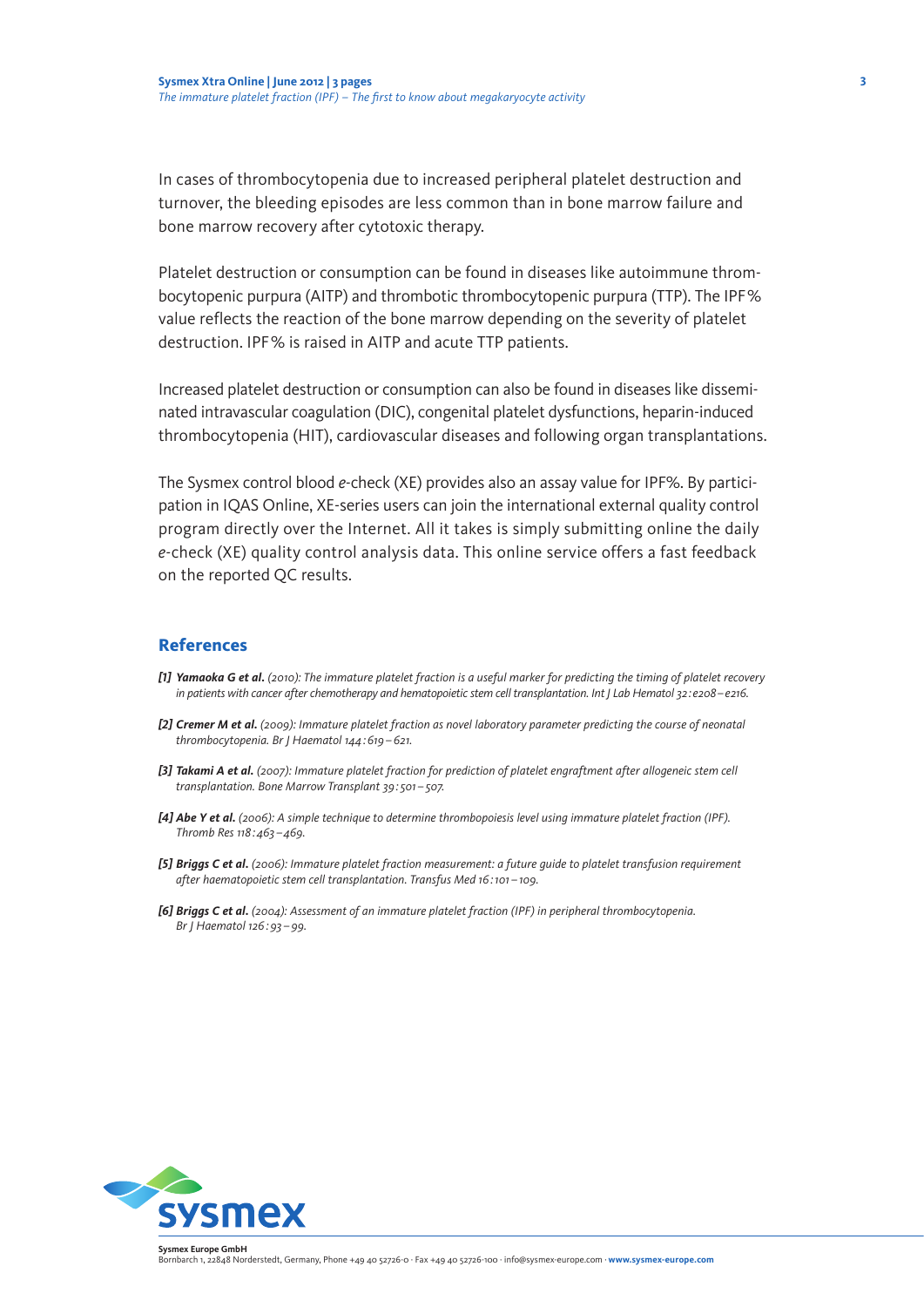In cases of thrombocytopenia due to increased peripheral platelet destruction and turnover, the bleeding episodes are less common than in bone marrow failure and bone marrow recovery after cytotoxic therapy.

Platelet destruction or consumption can be found in diseases like autoimmune thrombocytopenic purpura (AITP) and thrombotic thrombocytopenic purpura (TTP). The IPF% value reflects the reaction of the bone marrow depending on the severity of platelet destruction. IPF% is raised in AITP and acute TTP patients.

Increased platelet destruction or consumption can also be found in diseases like disseminated intravascular coagulation (DIC), congenital platelet dysfunctions, heparin-induced thrombocytopenia (HIT), cardiovascular diseases and following organ transplantations.

The Sysmex control blood *e*-check (XE) provides also an assay value for IPF%. By participation in IQAS Online, XE-series users can join the international external quality control program directly over the Internet. All it takes is simply submitting online the daily *e*-check (XE) quality control analysis data. This online service offers a fast feedback on the reported QC results.

## References

[1] **Yamaoka G et al.** *(2010): The immature platelet fraction is a useful marker for predicting the timing of platelet recovery in patients with cancer after chemotherapy and hematopoietic stem cell transplantation. Int J Lab Hematol 32: e208–e216.*

[2] **Cremer M et al.** *(2009): Immature platelet fraction as novel laboratory parameter predicting the course of neonatal thrombocytopenia. Br J Haematol 144: 619–621.*

[3] **Takami A et al.** *(2007): Immature platelet fraction for prediction of platelet engraftment after allogeneic stem cell transplantation. Bone Marrow Transplant 39: 501–507.*

[4] **Abe Y et al.** *(2006): A simple technique to determine thrombopoiesis level using immature platelet fraction (IPF). Thromb Res 118: 463–469.*

[5] **Briggs C et al.** *(2006): Immature platelet fraction measurement: a future guide to platelet transfusion requirement after haematopoietic stem cell transplantation. Transfus Med 16: 101–109.*

[6] **Briggs C et al.** *(2004): Assessment of an immature platelet fraction (IPF) in peripheral thrombocytopenia. Br J Haematol 126: 93–99.*

**Sysmex Europe GmbH**
Bornbarch 1, 22848 Norderstedt, Germany, Phone +49 40 52726-0 · Fax +49 40 52726-100 · info@sysmex-europe.com · **www.sysmex-europe.com**